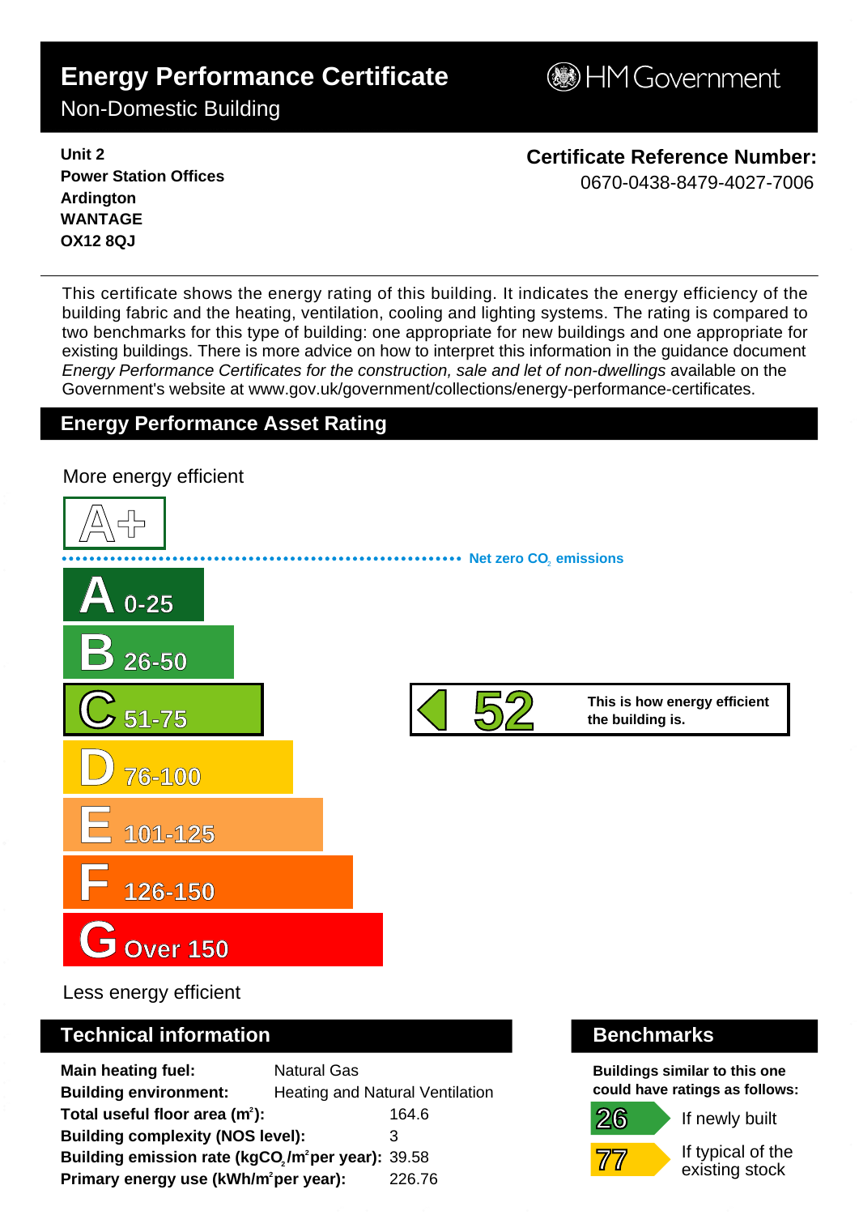# Energy Performance Certificate

Non-Domestic Building

HM Government

**Unit 2**
**Power Station Offices**
**Ardington**
**WANTAGE**
**OX12 8QJ**

**Certificate Reference Number:**
0670-0438-8479-4027-7006

This certificate shows the energy rating of this building. It indicates the energy efficiency of the building fabric and the heating, ventilation, cooling and lighting systems. The rating is compared to two benchmarks for this type of building: one appropriate for new buildings and one appropriate for existing buildings. There is more advice on how to interpret this information in the guidance document *Energy Performance Certificates for the construction, sale and let of non-dwellings* available on the Government's website at www.gov.uk/government/collections/energy-performance-certificates.

## Energy Performance Asset Rating

More energy efficient

A+

Net zero $CO_2$ emissions

- A 0-25
- B 26-50
- C 51-75
- D 76-100
- E 101-125
- F 126-150
- G Over 150

Less energy efficient

**52** — This is how energy efficient the building is.

## Technical information

| | |
|---|---|
| **Main heating fuel:** | Natural Gas |
| **Building environment:** | Heating and Natural Ventilation |
| **Total useful floor area ($m^2$):** | 164.6 |
| **Building complexity (NOS level):** | 3 |
| **Building emission rate ($kgCO_2/m^2$ per year):** | 39.58 |
| **Primary energy use ($kWh/m^2$ per year):** | 226.76 |

## Benchmarks

**Buildings similar to this one could have ratings as follows:**

- **26** If newly built
- **77** If typical of the existing stock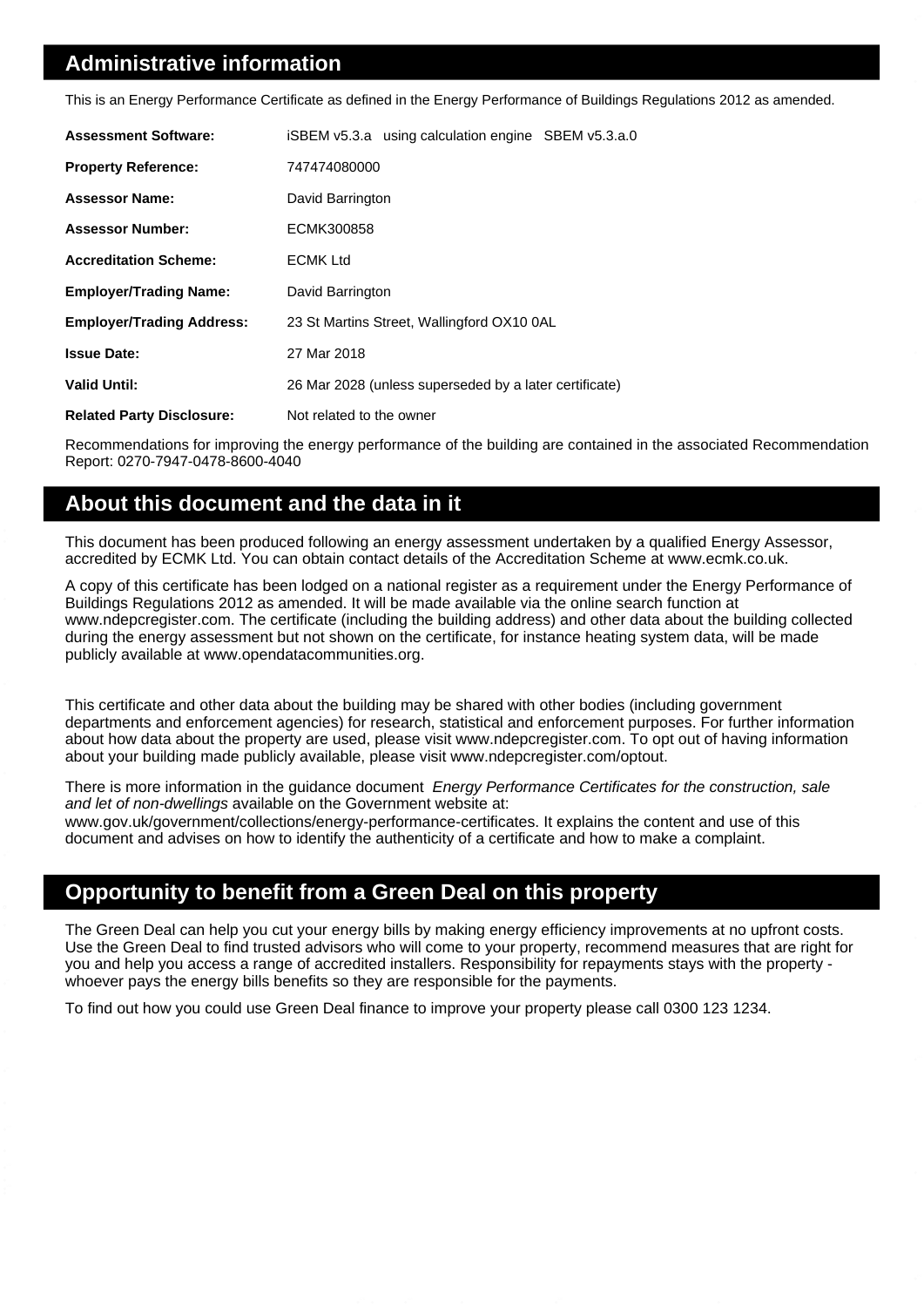## Administrative information

This is an Energy Performance Certificate as defined in the Energy Performance of Buildings Regulations 2012 as amended.

| | |
|---|---|
| **Assessment Software:** | iSBEM v5.3.a using calculation engine SBEM v5.3.a.0 |
| **Property Reference:** | 747474080000 |
| **Assessor Name:** | David Barrington |
| **Assessor Number:** | ECMK300858 |
| **Accreditation Scheme:** | ECMK Ltd |
| **Employer/Trading Name:** | David Barrington |
| **Employer/Trading Address:** | 23 St Martins Street, Wallingford OX10 0AL |
| **Issue Date:** | 27 Mar 2018 |
| **Valid Until:** | 26 Mar 2028 (unless superseded by a later certificate) |
| **Related Party Disclosure:** | Not related to the owner |

Recommendations for improving the energy performance of the building are contained in the associated Recommendation Report: 0270-7947-0478-8600-4040

## About this document and the data in it

This document has been produced following an energy assessment undertaken by a qualified Energy Assessor, accredited by ECMK Ltd. You can obtain contact details of the Accreditation Scheme at www.ecmk.co.uk.

A copy of this certificate has been lodged on a national register as a requirement under the Energy Performance of Buildings Regulations 2012 as amended. It will be made available via the online search function at www.ndepcregister.com. The certificate (including the building address) and other data about the building collected during the energy assessment but not shown on the certificate, for instance heating system data, will be made publicly available at www.opendatacommunities.org.

This certificate and other data about the building may be shared with other bodies (including government departments and enforcement agencies) for research, statistical and enforcement purposes. For further information about how data about the property are used, please visit www.ndepcregister.com. To opt out of having information about your building made publicly available, please visit www.ndepcregister.com/optout.

There is more information in the guidance document *Energy Performance Certificates for the construction, sale and let of non-dwellings* available on the Government website at: www.gov.uk/government/collections/energy-performance-certificates. It explains the content and use of this document and advises on how to identify the authenticity of a certificate and how to make a complaint.

## Opportunity to benefit from a Green Deal on this property

The Green Deal can help you cut your energy bills by making energy efficiency improvements at no upfront costs. Use the Green Deal to find trusted advisors who will come to your property, recommend measures that are right for you and help you access a range of accredited installers. Responsibility for repayments stays with the property - whoever pays the energy bills benefits so they are responsible for the payments.

To find out how you could use Green Deal finance to improve your property please call 0300 123 1234.